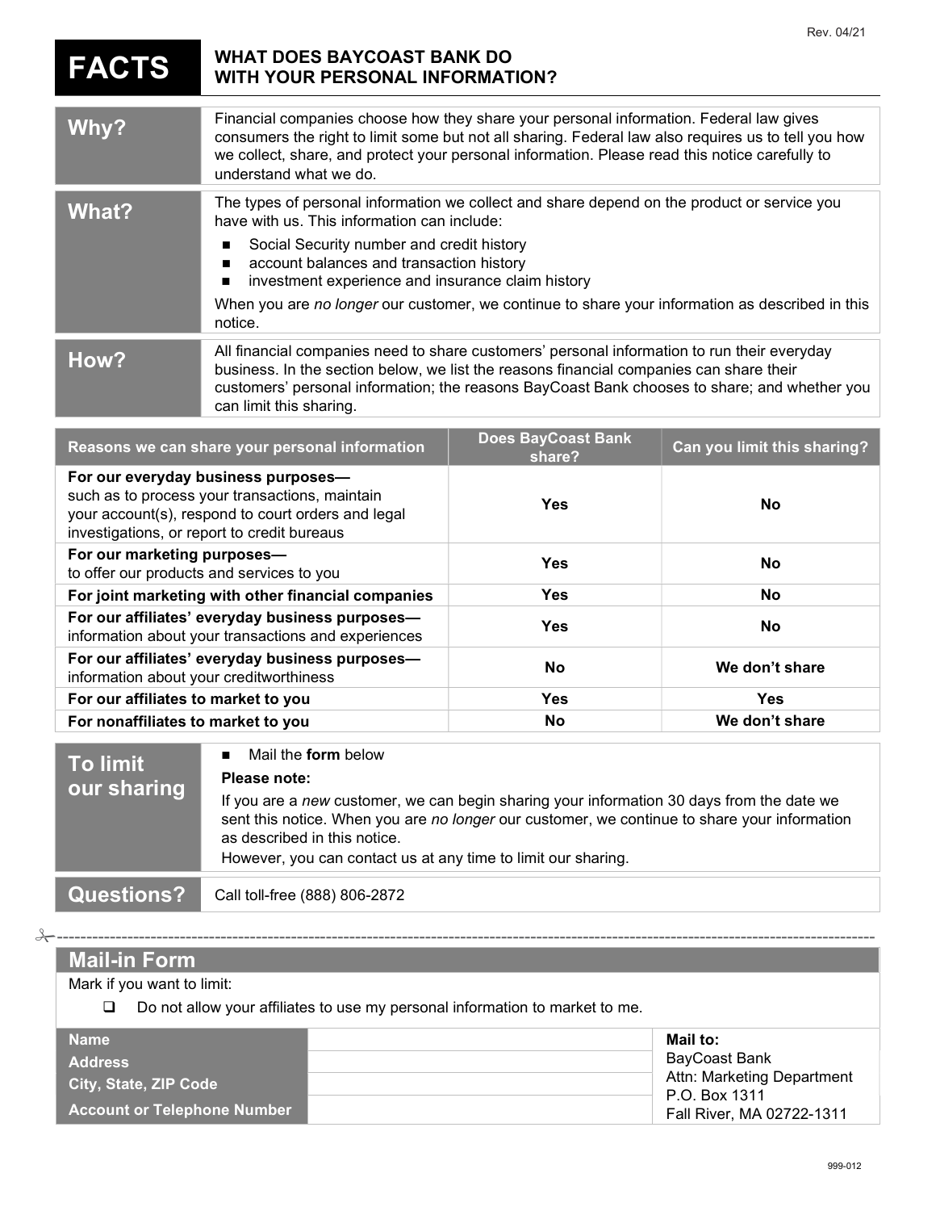Rev. 04/21

# FACTS — WHAT DOES BAYCOAST BANK DO WITH YOUR PERSONAL INFORMATION?

| | |
|---|---|
| **Why?** | Financial companies choose how they share your personal information. Federal law gives consumers the right to limit some but not all sharing. Federal law also requires us to tell you how we collect, share, and protect your personal information. Please read this notice carefully to understand what we do. |
| **What?** | The types of personal information we collect and share depend on the product or service you have with us. This information can include:<br>■ Social Security number and credit history<br>■ account balances and transaction history<br>■ investment experience and insurance claim history<br>When you are *no longer* our customer, we continue to share your information as described in this notice. |
| **How?** | All financial companies need to share customers' personal information to run their everyday business. In the section below, we list the reasons financial companies can share their customers' personal information; the reasons BayCoast Bank chooses to share; and whether you can limit this sharing. |

| Reasons we can share your personal information | Does BayCoast Bank share? | Can you limit this sharing? |
|---|---|---|
| **For our everyday business purposes—** such as to process your transactions, maintain your account(s), respond to court orders and legal investigations, or report to credit bureaus | Yes | No |
| **For our marketing purposes—** to offer our products and services to you | Yes | No |
| **For joint marketing with other financial companies** | Yes | No |
| **For our affiliates' everyday business purposes—** information about your transactions and experiences | Yes | No |
| **For our affiliates' everyday business purposes—** information about your creditworthiness | No | We don't share |
| **For our affiliates to market to you** | Yes | Yes |
| **For nonaffiliates to market to you** | No | We don't share |

| | |
|---|---|
| **To limit our sharing** | ■ Mail the **form** below<br>**Please note:**<br>If you are a *new* customer, we can begin sharing your information 30 days from the date we sent this notice. When you are *no longer* our customer, we continue to share your information as described in this notice.<br>However, you can contact us at any time to limit our sharing. |
| **Questions?** | Call toll-free (888) 806-2872 |

---

## Mail-in Form

Mark if you want to limit:

☐ Do not allow your affiliates to use my personal information to market to me.

| | | |
|---|---|---|
| **Name** | | **Mail to:**<br>BayCoast Bank<br>Attn: Marketing Department<br>P.O. Box 1311<br>Fall River, MA 02722-1311 |
| **Address** | | |
| **City, State, ZIP Code** | | |
| **Account or Telephone Number** | | |

999-012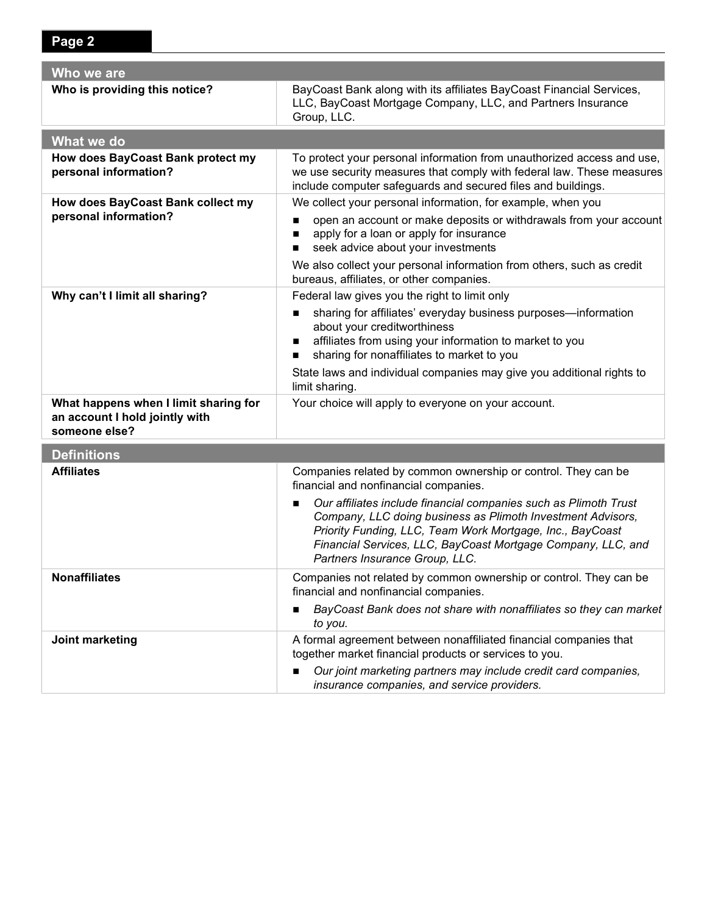| Who we are | |
|---|---|
| **Who is providing this notice?** | BayCoast Bank along with its affiliates BayCoast Financial Services, LLC, BayCoast Mortgage Company, LLC, and Partners Insurance Group, LLC. |

| What we do | |
|---|---|
| **How does BayCoast Bank protect my personal information?** | To protect your personal information from unauthorized access and use, we use security measures that comply with federal law. These measures include computer safeguards and secured files and buildings. |
| **How does BayCoast Bank collect my personal information?** | We collect your personal information, for example, when you<br>■ open an account or make deposits or withdrawals from your account<br>■ apply for a loan or apply for insurance<br>■ seek advice about your investments<br>We also collect your personal information from others, such as credit bureaus, affiliates, or other companies. |
| **Why can't I limit all sharing?** | Federal law gives you the right to limit only<br>■ sharing for affiliates' everyday business purposes—information about your creditworthiness<br>■ affiliates from using your information to market to you<br>■ sharing for nonaffiliates to market to you<br>State laws and individual companies may give you additional rights to limit sharing. |
| **What happens when I limit sharing for an account I hold jointly with someone else?** | Your choice will apply to everyone on your account. |

| Definitions | |
|---|---|
| **Affiliates** | Companies related by common ownership or control. They can be financial and nonfinancial companies.<br>■ *Our affiliates include financial companies such as Plimoth Trust Company, LLC doing business as Plimoth Investment Advisors, Priority Funding, LLC, Team Work Mortgage, Inc., BayCoast Financial Services, LLC, BayCoast Mortgage Company, LLC, and Partners Insurance Group, LLC.* |
| **Nonaffiliates** | Companies not related by common ownership or control. They can be financial and nonfinancial companies.<br>■ *BayCoast Bank does not share with nonaffiliates so they can market to you.* |
| **Joint marketing** | A formal agreement between nonaffiliated financial companies that together market financial products or services to you.<br>■ *Our joint marketing partners may include credit card companies, insurance companies, and service providers.* |